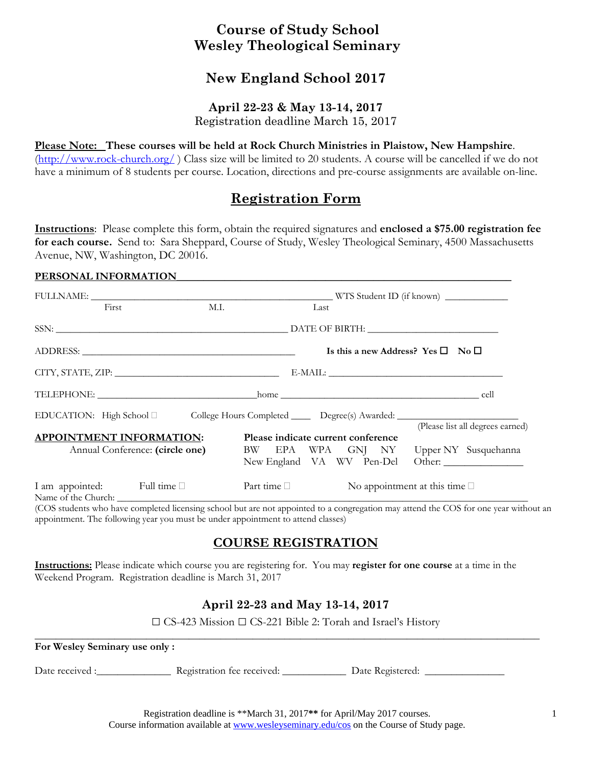# Course of Study School
# Wesley Theological Seminary

## New England School 2017

**April 22-23 & May 13-14, 2017**
Registration deadline March 15, 2017

**Please Note: These courses will be held at Rock Church Ministries in Plaistow, New Hampshire**. (http://www.rock-church.org/ ) Class size will be limited to 20 students. A course will be cancelled if we do not have a minimum of 8 students per course. Location, directions and pre-course assignments are available on-line.

## Registration Form

**Instructions**: Please complete this form, obtain the required signatures and **enclosed a $75.00 registration fee for each course.** Send to: Sara Sheppard, Course of Study, Wesley Theological Seminary, 4500 Massachusetts Avenue, NW, Washington, DC 20016.

**PERSONAL INFORMATION**

FULLNAME: ______________________________________ WTS Student ID (if known) ___________
First M.I. Last

SSN: ______________________________________ DATE OF BIRTH: ______________________

ADDRESS: ______________________________________ **Is this a new Address? Yes ☐ No ☐**

CITY, STATE, ZIP: ____________________________ E-MAIL: ______________________________

TELEPHONE: ____________________________home ____________________________________ cell

EDUCATION: High School ☐ College Hours Completed ____ Degree(s) Awarded: ____________________
(Please list all degrees earned)

**APPOINTMENT INFORMATION:**
Annual Conference: **(circle one)**

**Please indicate current conference**
BW EPA WPA GNJ NY Upper NY Susquehanna
New England VA WV Pen-Del Other: ______________

I am appointed: Full time ☐ Part time ☐ No appointment at this time ☐
Name of the Church: ________________________________________________________________
(COS students who have completed licensing school but are not appointed to a congregation may attend the COS for one year without an appointment. The following year you must be under appointment to attend classes)

## COURSE REGISTRATION

**Instructions:** Please indicate which course you are registering for. You may **register for one course** at a time in the Weekend Program. Registration deadline is March 31, 2017

### April 22-23 and May 13-14, 2017

☐ CS-423 Mission ☐ CS-221 Bible 2: Torah and Israel's History

---

**For Wesley Seminary use only :**

Date received :______________ Registration fee received: ____________ Date Registered: _______________

Registration deadline is **March 31, 2017** for April/May 2017 courses.
Course information available at www.wesleyseminary.edu/cos on the Course of Study page.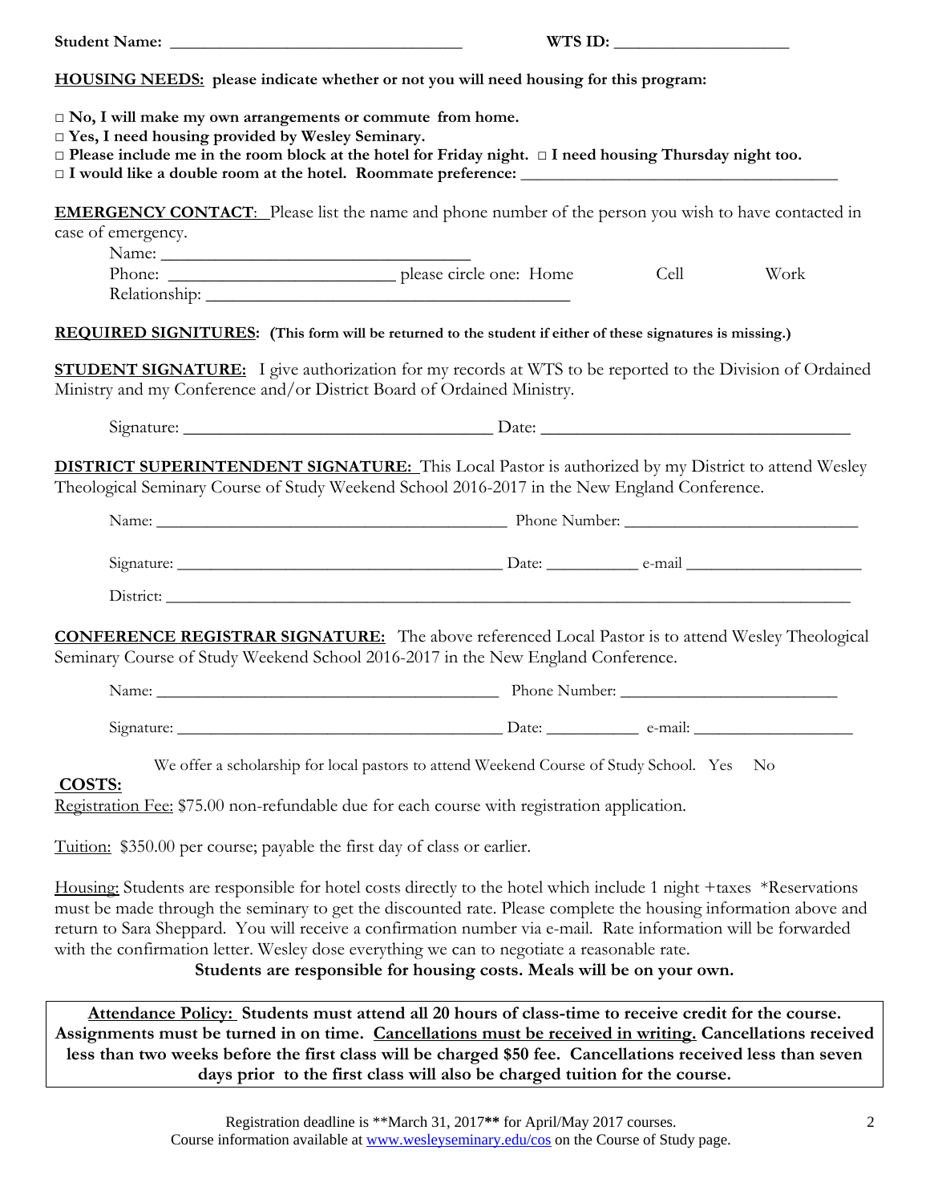**Student Name:** ___________________________________ **WTS ID:** _____________________

**HOUSING NEEDS:** **please indicate whether or not you will need housing for this program:**

□ **No, I will make my own arrangements or commute from home.**
□ **Yes, I need housing provided by Wesley Seminary.**
□ **Please include me in the room block at the hotel for Friday night.** □ **I need housing Thursday night too.**
□ **I would like a double room at the hotel. Roommate preference:** _______________________________________

**EMERGENCY CONTACT**: Please list the name and phone number of the person you wish to have contacted in case of emergency.

Name: _____________________________________
Phone: _________________________ please circle one: Home Cell Work
Relationship: ____________________________________________

**REQUIRED SIGNITURES: (This form will be returned to the student if either of these signatures is missing.)**

**STUDENT SIGNATURE:** I give authorization for my records at WTS to be reported to the Division of Ordained Ministry and my Conference and/or District Board of Ordained Ministry.

Signature: _____________________________________ Date: _____________________________________

**DISTRICT SUPERINTENDENT SIGNATURE:** This Local Pastor is authorized by my District to attend Wesley Theological Seminary Course of Study Weekend School 2016-2017 in the New England Conference.

Name: ___________________________________________ Phone Number: ____________________________

Signature: _______________________________________ Date: ___________ e-mail _____________________

District: ________________________________________________________________________________

**CONFERENCE REGISTRAR SIGNATURE:** The above referenced Local Pastor is to attend Wesley Theological Seminary Course of Study Weekend School 2016-2017 in the New England Conference.

Name: ___________________________________________ Phone Number: ___________________________

Signature: _______________________________________ Date: ___________ e-mail: ____________________

We offer a scholarship for local pastors to attend Weekend Course of Study School. Yes No

**COSTS:**

Registration Fee: $75.00 non-refundable due for each course with registration application.

Tuition: $350.00 per course; payable the first day of class or earlier.

Housing: Students are responsible for hotel costs directly to the hotel which include 1 night +taxes *Reservations must be made through the seminary to get the discounted rate. Please complete the housing information above and return to Sara Sheppard. You will receive a confirmation number via e-mail. Rate information will be forwarded with the confirmation letter. Wesley dose everything we can to negotiate a reasonable rate.

**Students are responsible for housing costs. Meals will be on your own.**

**Attendance Policy: Students must attend all 20 hours of class-time to receive credit for the course. Assignments must be turned in on time. Cancellations must be received in writing. Cancellations received less than two weeks before the first class will be charged $50 fee. Cancellations received less than seven days prior to the first class will also be charged tuition for the course.**

Registration deadline is **March 31, 2017** for April/May 2017 courses.
Course information available at www.wesleyseminary.edu/cos on the Course of Study page.